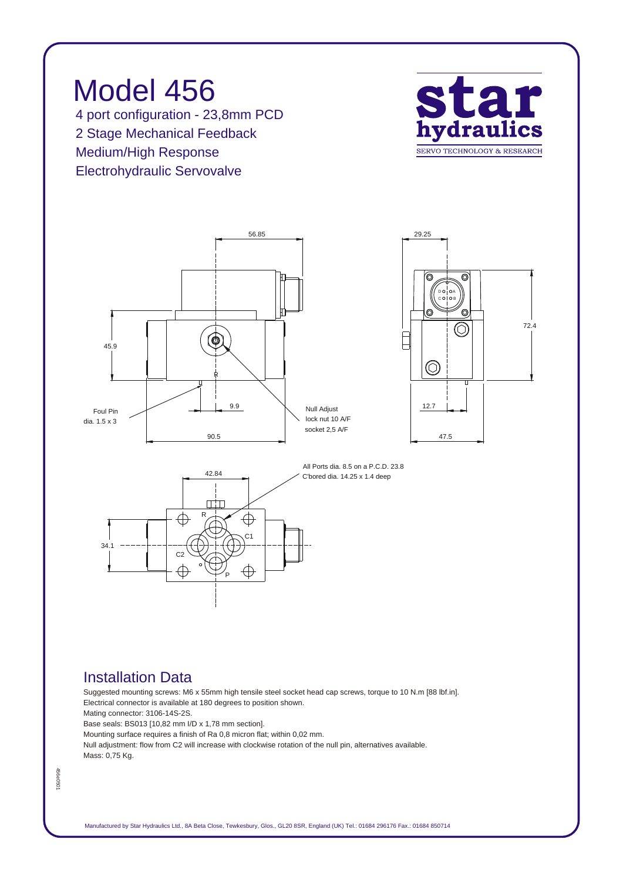# Model 456

4 port configuration - 23,8mm PCD
2 Stage Mechanical Feedback
Medium/High Response
Electrohydraulic Servovalve

**star hydraulics**
SERVO TECHNOLOGY & RESEARCH

56.85

29.25

45.9

72.4

9.9

Foul Pin
dia. 1.5 x 3

Null Adjust
lock nut 10 A/F
socket 2,5 A/F

90.5

12.7

47.5

42.84

All Ports dia. 8.5 on a P.C.D. 23.8
C'bored dia. 14.25 x 1.4 deep

34.1

R C1 C2 P

## Installation Data

Suggested mounting screws: M6 x 55mm high tensile steel socket head cap screws, torque to 10 N.m [88 lbf.in].
Electrical connector is available at 180 degrees to position shown.
Mating connector: 3106-14S-2S.
Base seals: BS013 [10,82 mm I/D x 1,78 mm section].
Mounting surface requires a finish of Ra 0,8 micron flat; within 0,02 mm.
Null adjustment: flow from C2 will increase with clockwise rotation of the null pin, alternatives available.
Mass: 0,75 Kg.

456e0501

Manufactured by Star Hydraulics Ltd., 8A Beta Close, Tewkesbury, Glos., GL20 8SR, England (UK) Tel.: 01684 296176 Fax.: 01684 850714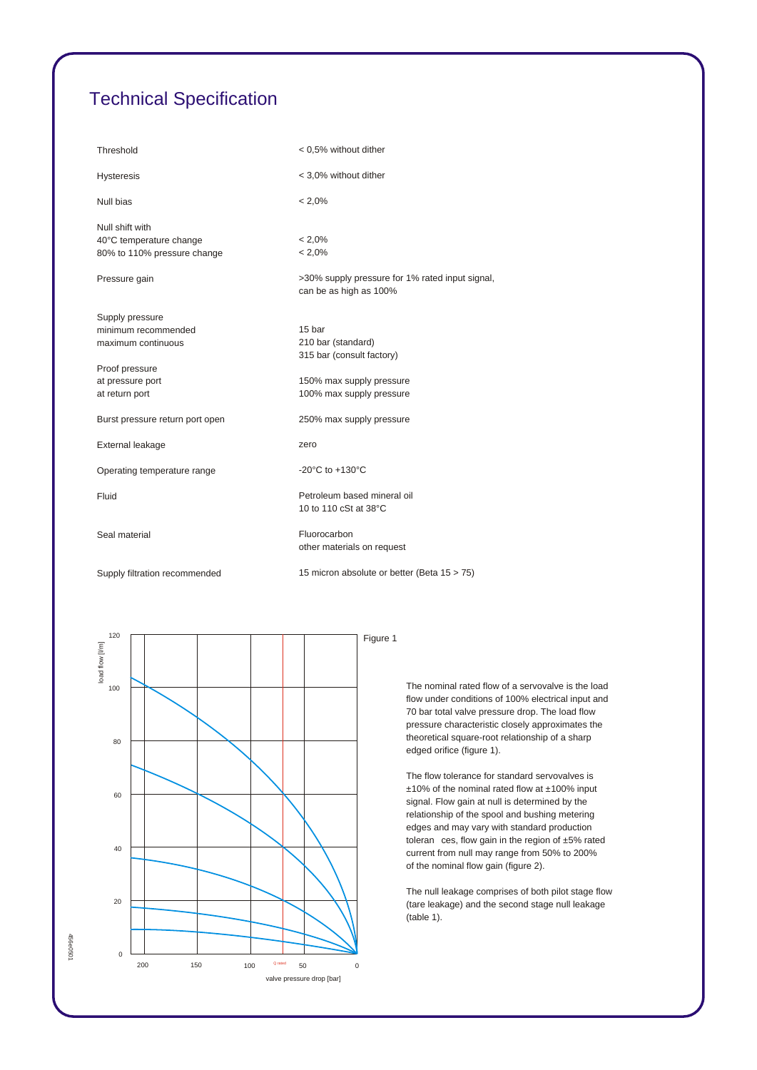# Technical Specification

| | |
|---|---|
| Threshold | < 0,5% without dither |
| Hysteresis | < 3,0% without dither |
| Null bias | < 2,0% |
| Null shift with<br>40°C temperature change<br>80% to 110% pressure change | <br>< 2,0%<br>< 2,0% |
| Pressure gain | >30% supply pressure for 1% rated input signal, can be as high as 100% |
| Supply pressure<br>minimum recommended<br>maximum continuous | <br>15 bar<br>210 bar (standard)<br>315 bar (consult factory) |
| Proof pressure<br>at pressure port<br>at return port | <br>150% max supply pressure<br>100% max supply pressure |
| Burst pressure return port open | 250% max supply pressure |
| External leakage | zero |
| Operating temperature range | -20°C to +130°C |
| Fluid | Petroleum based mineral oil<br>10 to 110 cSt at 38°C |
| Seal material | Fluorocarbon<br>other materials on request |
| Supply filtration recommended | 15 micron absolute or better (Beta 15 > 75) |

Figure 1

The nominal rated flow of a servovalve is the load flow under conditions of 100% electrical input and 70 bar total valve pressure drop. The load flow pressure characteristic closely approximates the theoretical square-root relationship of a sharp edged orifice (figure 1).

The flow tolerance for standard servovalves is ±10% of the nominal rated flow at ±100% input signal. Flow gain at null is determined by the relationship of the spool and bushing metering edges and may vary with standard production tolerances, flow gain in the region of ±5% rated current from null may range from 50% to 200% of the nominal flow gain (figure 2).

The null leakage comprises of both pilot stage flow (tare leakage) and the second stage null leakage (table 1).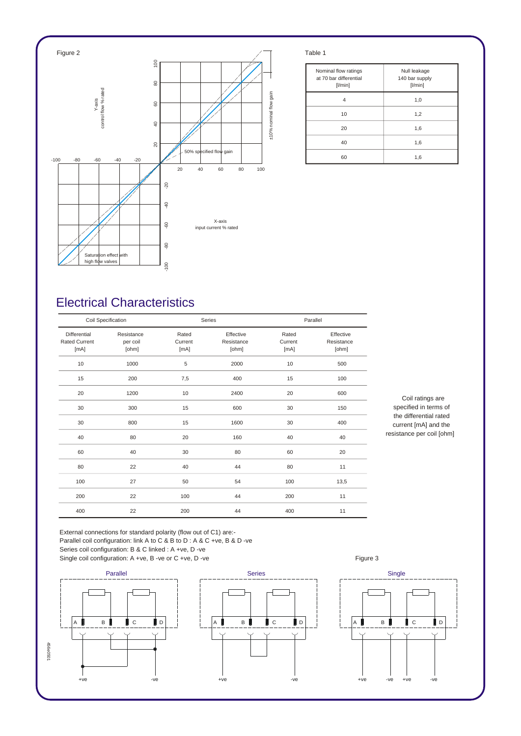Figure 2

Y-axis
control flow % rated

±10% nominal flow gain

50% specified flow gain

X-axis
input current % rated

Saturation effect with high flow valves

Table 1

| Nominal flow ratings at 70 bar differential [l/min] | Null leakage 140 bar supply [l/min] |
|---|---|
| 4 | 1,0 |
| 10 | 1,2 |
| 20 | 1,6 |
| 40 | 1,6 |
| 60 | 1,6 |

## Electrical Characteristics

| Coil Specification | | Series | | Parallel | |
|---|---|---|---|---|---|
| Differential Rated Current [mA] | Resistance per coil [ohm] | Rated Current [mA] | Effective Resistance [ohm] | Rated Current [mA] | Effective Resistance [ohm] |
| 10 | 1000 | 5 | 2000 | 10 | 500 |
| 15 | 200 | 7,5 | 400 | 15 | 100 |
| 20 | 1200 | 10 | 2400 | 20 | 600 |
| 30 | 300 | 15 | 600 | 30 | 150 |
| 30 | 800 | 15 | 1600 | 30 | 400 |
| 40 | 80 | 20 | 160 | 40 | 40 |
| 60 | 40 | 30 | 80 | 60 | 20 |
| 80 | 22 | 40 | 44 | 80 | 11 |
| 100 | 27 | 50 | 54 | 100 | 13,5 |
| 200 | 22 | 100 | 44 | 200 | 11 |
| 400 | 22 | 200 | 44 | 400 | 11 |

Coil ratings are specified in terms of the differential rated current [mA] and the resistance per coil [ohm]

External connections for standard polarity (flow out of C1) are:-
Parallel coil configuration: link A to C & B to D : A & C +ve, B & D -ve
Series coil configuration: B & C linked : A +ve, D -ve
Single coil configuration: A +ve, B -ve or C +ve, D -ve

Figure 3

Parallel — Series — Single

A B C D

+ve -ve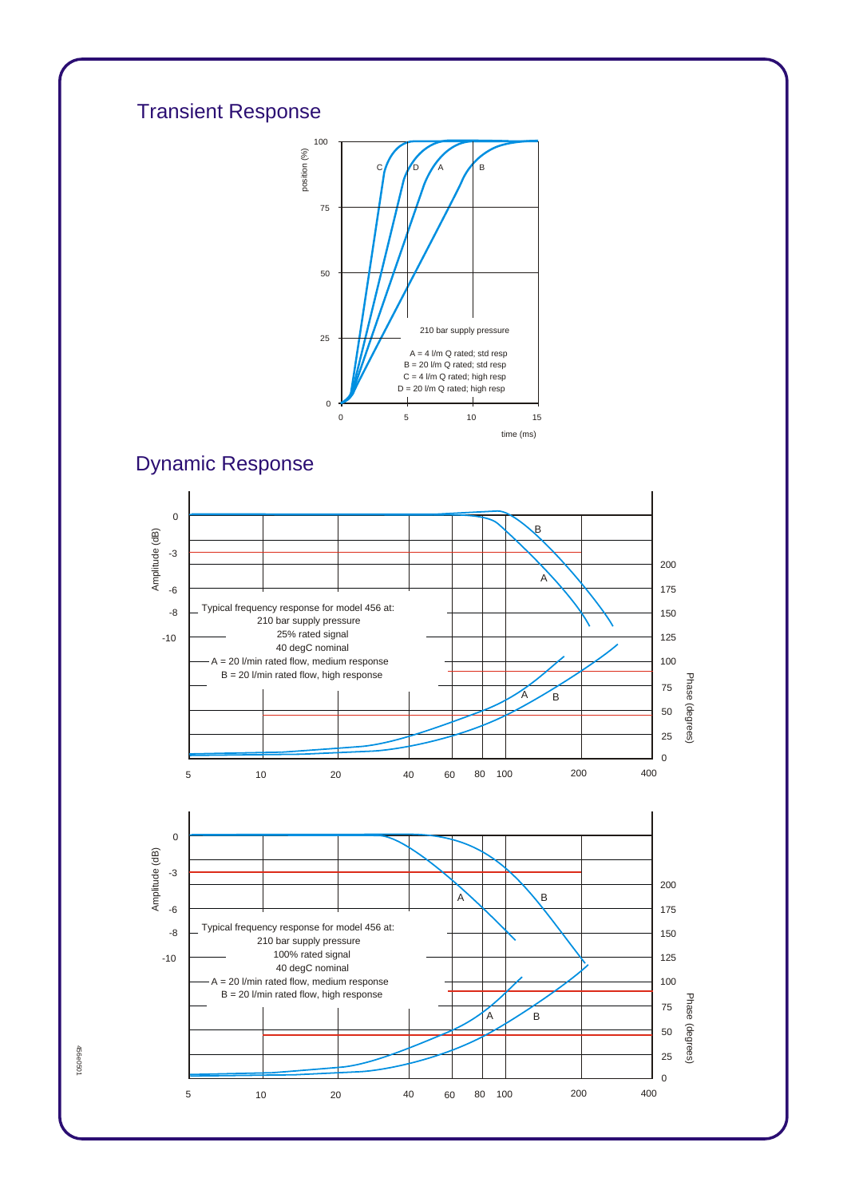## Transient Response

position (%)

100

75

50

25

0

0 5 10 15

time (ms)

C D A B

210 bar supply pressure

A = 4 l/m Q rated; std resp
B = 20 l/m Q rated; std resp
C = 4 l/m Q rated; high resp
D = 20 l/m Q rated; high resp

## Dynamic Response

Amplitude (dB)

0
-3
-6
-8
-10

Typical frequency response for model 456 at:
210 bar supply pressure
25% rated signal
40 degC nominal
A = 20 l/min rated flow, medium response
B = 20 l/min rated flow, high response

Phase (degrees)

200
175
150
125
100
75
50
25
0

5 10 20 40 60 80 100 200 400

A B

Amplitude (dB)

0
-3
-6
-8
-10

Typical frequency response for model 456 at:
210 bar supply pressure
100% rated signal
40 degC nominal
A = 20 l/min rated flow, medium response
B = 20 l/min rated flow, high response

Phase (degrees)

200
175
150
125
100
75
50
25
0

5 10 20 40 60 80 100 200 400

A B

456e0501